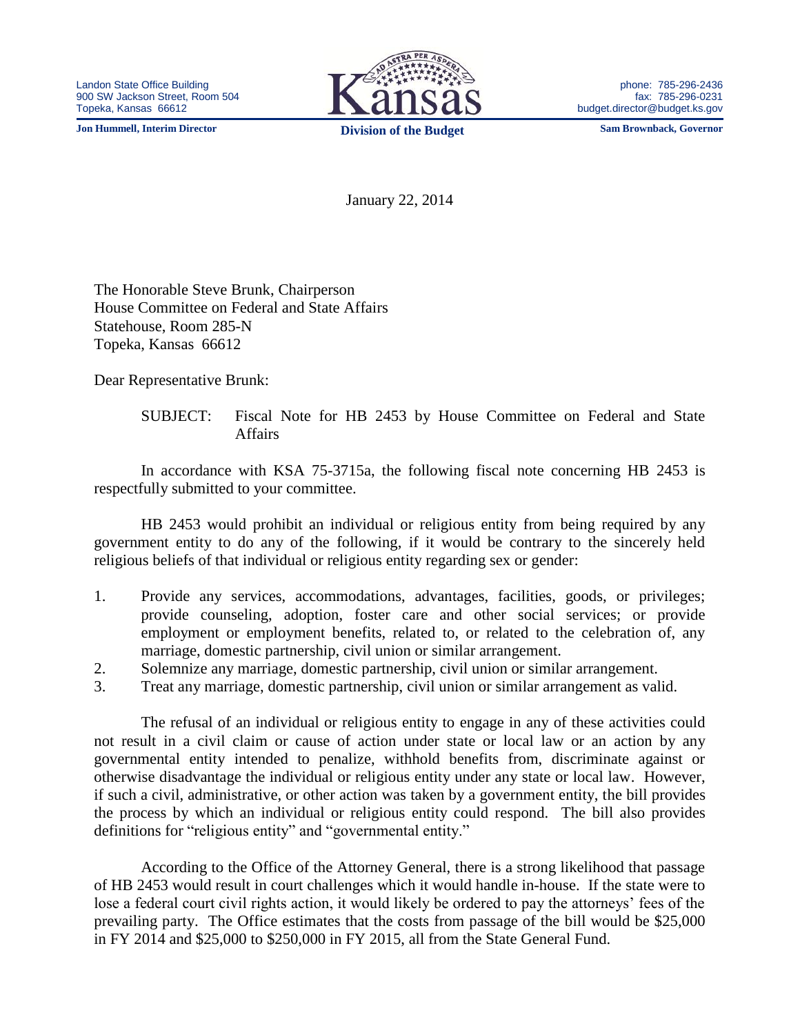Landon State Office Building
900 SW Jackson Street, Room 504
Topeka, Kansas 66612

phone: 785-296-2436
fax: 785-296-0231
budget.director@budget.ks.gov

**Jon Hummell, Interim Director** | **Division of the Budget** | **Sam Brownback, Governor**

January 22, 2014

The Honorable Steve Brunk, Chairperson
House Committee on Federal and State Affairs
Statehouse, Room 285-N
Topeka, Kansas 66612

Dear Representative Brunk:

SUBJECT: Fiscal Note for HB 2453 by House Committee on Federal and State Affairs

In accordance with KSA 75-3715a, the following fiscal note concerning HB 2453 is respectfully submitted to your committee.

HB 2453 would prohibit an individual or religious entity from being required by any government entity to do any of the following, if it would be contrary to the sincerely held religious beliefs of that individual or religious entity regarding sex or gender:

1. Provide any services, accommodations, advantages, facilities, goods, or privileges; provide counseling, adoption, foster care and other social services; or provide employment or employment benefits, related to, or related to the celebration of, any marriage, domestic partnership, civil union or similar arrangement.
2. Solemnize any marriage, domestic partnership, civil union or similar arrangement.
3. Treat any marriage, domestic partnership, civil union or similar arrangement as valid.

The refusal of an individual or religious entity to engage in any of these activities could not result in a civil claim or cause of action under state or local law or an action by any governmental entity intended to penalize, withhold benefits from, discriminate against or otherwise disadvantage the individual or religious entity under any state or local law. However, if such a civil, administrative, or other action was taken by a government entity, the bill provides the process by which an individual or religious entity could respond. The bill also provides definitions for "religious entity" and "governmental entity."

According to the Office of the Attorney General, there is a strong likelihood that passage of HB 2453 would result in court challenges which it would handle in-house. If the state were to lose a federal court civil rights action, it would likely be ordered to pay the attorneys' fees of the prevailing party. The Office estimates that the costs from passage of the bill would be $25,000 in FY 2014 and $25,000 to $250,000 in FY 2015, all from the State General Fund.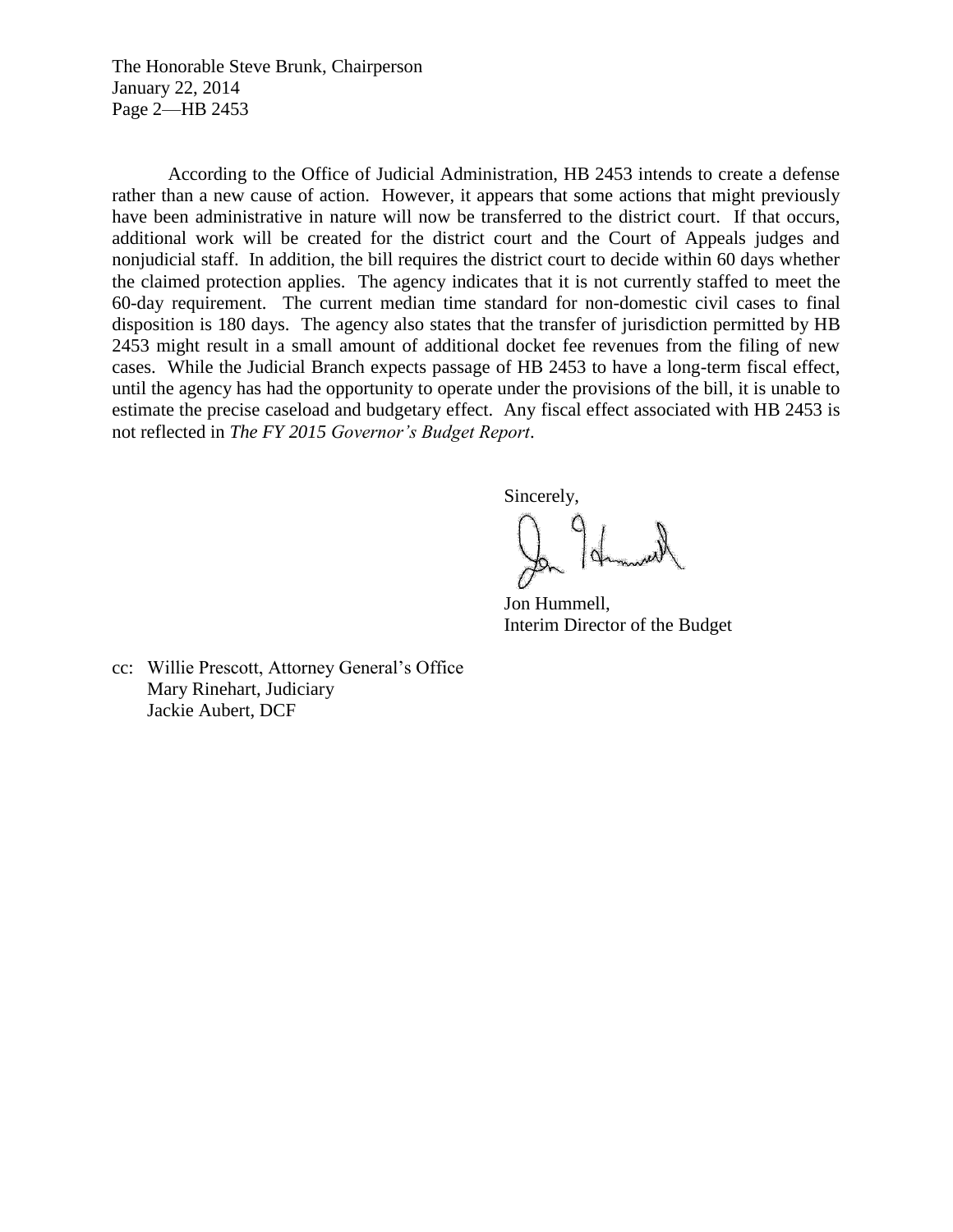According to the Office of Judicial Administration, HB 2453 intends to create a defense rather than a new cause of action. However, it appears that some actions that might previously have been administrative in nature will now be transferred to the district court. If that occurs, additional work will be created for the district court and the Court of Appeals judges and nonjudicial staff. In addition, the bill requires the district court to decide within 60 days whether the claimed protection applies. The agency indicates that it is not currently staffed to meet the 60-day requirement. The current median time standard for non-domestic civil cases to final disposition is 180 days. The agency also states that the transfer of jurisdiction permitted by HB 2453 might result in a small amount of additional docket fee revenues from the filing of new cases. While the Judicial Branch expects passage of HB 2453 to have a long-term fiscal effect, until the agency has had the opportunity to operate under the provisions of the bill, it is unable to estimate the precise caseload and budgetary effect. Any fiscal effect associated with HB 2453 is not reflected in *The FY 2015 Governor's Budget Report*.

Sincerely,

Jon Hummell,
Interim Director of the Budget

cc: Willie Prescott, Attorney General's Office
Mary Rinehart, Judiciary
Jackie Aubert, DCF